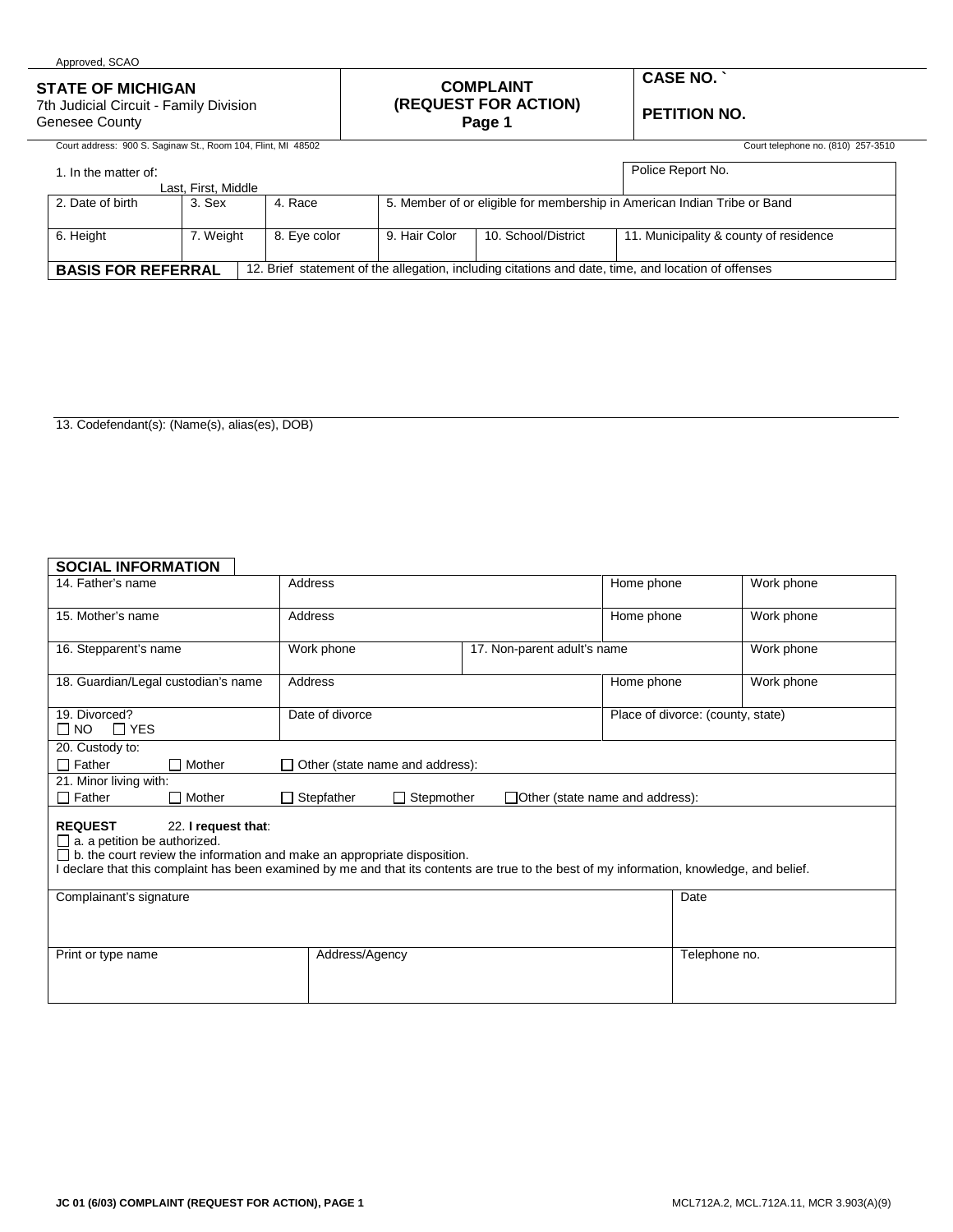Approved, SCAO

| **STATE OF MICHIGAN**<br>7th Judicial Circuit - Family Division<br>Genesee County | **COMPLAINT**<br>**(REQUEST FOR ACTION)**<br>**Page 1** | **CASE NO. `**<br><br>**PETITION NO.** |
|---|---|---|

Court address: 900 S. Saginaw St., Room 104, Flint, MI 48502 — Court telephone no. (810) 257-3510

| 1. In the matter of:<br>Last, First, Middle | | | | | Police Report No. |
|---|---|---|---|---|---|
| 2. Date of birth | 3. Sex | 4. Race | 5. Member of or eligible for membership in American Indian Tribe or Band | | |
| 6. Height | 7. Weight | 8. Eye color | 9. Hair Color | 10. School/District | 11. Municipality & county of residence |
| **BASIS FOR REFERRAL** | 12. Brief statement of the allegation, including citations and date, time, and location of offenses | | | | |

13. Codefendant(s): (Name(s), alias(es), DOB)

**SOCIAL INFORMATION**

| 14. Father's name | Address | | Home phone | Work phone |
|---|---|---|---|---|
| 15. Mother's name | Address | | Home phone | Work phone |
| 16. Stepparent's name | Work phone | 17. Non-parent adult's name | | Work phone |
| 18. Guardian/Legal custodian's name | Address | | Home phone | Work phone |
| 19. Divorced?<br>☐ NO ☐ YES | Date of divorce | | Place of divorce: (county, state) | |

20. Custody to:
☐ Father ☐ Mother ☐ Other (state name and address):

21. Minor living with:
☐ Father ☐ Mother ☐ Stepfather ☐ Stepmother ☐ Other (state name and address):

**REQUEST** 22. **I request that**:
☐ a. a petition be authorized.
☐ b. the court review the information and make an appropriate disposition.
I declare that this complaint has been examined by me and that its contents are true to the best of my information, knowledge, and belief.

| Complainant's signature | | Date |
|---|---|---|
| Print or type name | Address/Agency | Telephone no. |

JC 01 (6/03) COMPLAINT (REQUEST FOR ACTION), PAGE 1 — MCL712A.2, MCL.712A.11, MCR 3.903(A)(9)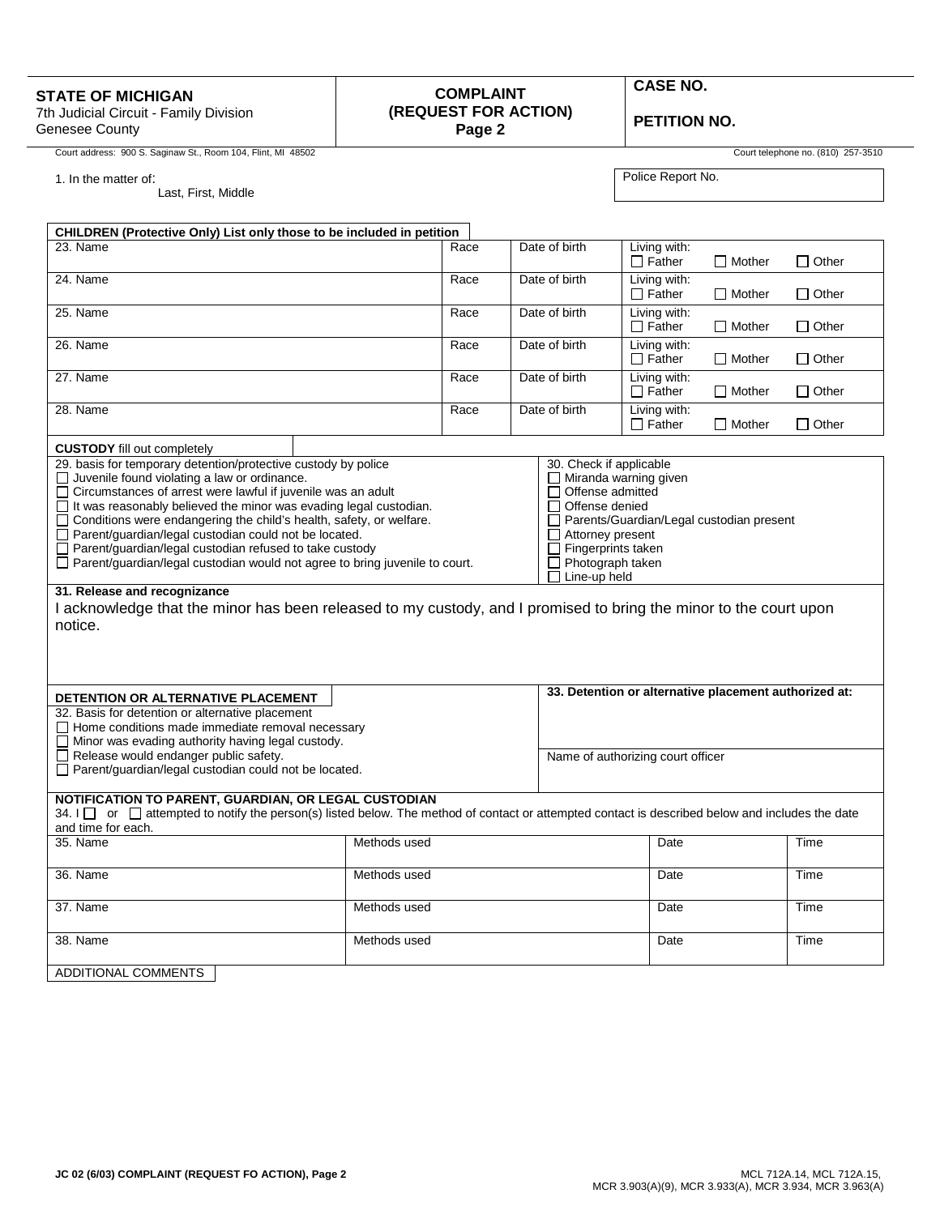**STATE OF MICHIGAN**
7th Judicial Circuit - Family Division
Genesee County

**COMPLAINT (REQUEST FOR ACTION) Page 2**

**CASE NO.**

**PETITION NO.**

Court address: 900 S. Saginaw St., Room 104, Flint, MI 48502

Court telephone no. (810) 257-3510

1. In the matter of:
Last, First, Middle

Police Report No.

**CHILDREN (Protective Only) List only those to be included in petition**

| Name | Race | Date of birth | Living with: |
|---|---|---|---|
| 23. Name | Race | Date of birth | Living with: ☐ Father ☐ Mother ☐ Other |
| 24. Name | Race | Date of birth | Living with: ☐ Father ☐ Mother ☐ Other |
| 25. Name | Race | Date of birth | Living with: ☐ Father ☐ Mother ☐ Other |
| 26. Name | Race | Date of birth | Living with: ☐ Father ☐ Mother ☐ Other |
| 27. Name | Race | Date of birth | Living with: ☐ Father ☐ Mother ☐ Other |
| 28. Name | Race | Date of birth | Living with: ☐ Father ☐ Mother ☐ Other |

**CUSTODY** fill out completely

29. basis for temporary detention/protective custody by police
- ☐ Juvenile found violating a law or ordinance.
- ☐ Circumstances of arrest were lawful if juvenile was an adult
- ☐ It was reasonably believed the minor was evading legal custodian.
- ☐ Conditions were endangering the child's health, safety, or welfare.
- ☐ Parent/guardian/legal custodian could not be located.
- ☐ Parent/guardian/legal custodian refused to take custody
- ☐ Parent/guardian/legal custodian would not agree to bring juvenile to court.

30. Check if applicable
- ☐ Miranda warning given
- ☐ Offense admitted
- ☐ Offense denied
- ☐ Parents/Guardian/Legal custodian present
- ☐ Attorney present
- ☐ Fingerprints taken
- ☐ Photograph taken
- ☐ Line-up held

**31. Release and recognizance**

I acknowledge that the minor has been released to my custody, and I promised to bring the minor to the court upon notice.

**DETENTION OR ALTERNATIVE PLACEMENT**

32. Basis for detention or alternative placement
- ☐ Home conditions made immediate removal necessary
- ☐ Minor was evading authority having legal custody.
- ☐ Release would endanger public safety.
- ☐ Parent/guardian/legal custodian could not be located.

**33. Detention or alternative placement authorized at:**

Name of authorizing court officer

**NOTIFICATION TO PARENT, GUARDIAN, OR LEGAL CUSTODIAN**

34. I ☐ or ☐ attempted to notify the person(s) listed below. The method of contact or attempted contact is described below and includes the date and time for each.

| Name | Methods used | Date | Time |
|---|---|---|---|
| 35. Name | Methods used | Date | Time |
| 36. Name | Methods used | Date | Time |
| 37. Name | Methods used | Date | Time |
| 38. Name | Methods used | Date | Time |

ADDITIONAL COMMENTS

JC 02 (6/03) COMPLAINT (REQUEST FO ACTION), Page 2

MCL 712A.14, MCL 712A.15, MCR 3.903(A)(9), MCR 3.933(A), MCR 3.934, MCR 3.963(A)